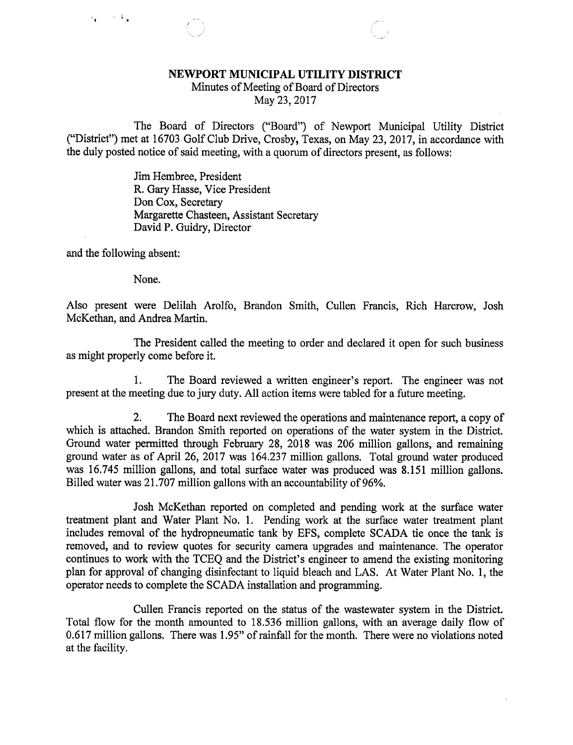# NEWPORT MUNICIPAL UTILITY DISTRICT

Minutes of Meeting of Board of Directors
May 23, 2017

The Board of Directors ("Board") of Newport Municipal Utility District ("District") met at 16703 Golf Club Drive, Crosby, Texas, on May 23, 2017, in accordance with the duly posted notice of said meeting, with a quorum of directors present, as follows:

Jim Hembree, President
R. Gary Hasse, Vice President
Don Cox, Secretary
Margarette Chasteen, Assistant Secretary
David P. Guidry, Director

and the following absent:

None.

Also present were Delilah Arolfo, Brandon Smith, Cullen Francis, Rich Harcrow, Josh McKethan, and Andrea Martin.

The President called the meeting to order and declared it open for such business as might properly come before it.

1. The Board reviewed a written engineer's report. The engineer was not present at the meeting due to jury duty. All action items were tabled for a future meeting.

2. The Board next reviewed the operations and maintenance report, a copy of which is attached. Brandon Smith reported on operations of the water system in the District. Ground water permitted through February 28, 2018 was 206 million gallons, and remaining ground water as of April 26, 2017 was 164.237 million gallons. Total ground water produced was 16.745 million gallons, and total surface water was produced was 8.151 million gallons. Billed water was 21.707 million gallons with an accountability of 96%.

Josh McKethan reported on completed and pending work at the surface water treatment plant and Water Plant No. 1. Pending work at the surface water treatment plant includes removal of the hydropneumatic tank by EFS, complete SCADA tie once the tank is removed, and to review quotes for security camera upgrades and maintenance. The operator continues to work with the TCEQ and the District's engineer to amend the existing monitoring plan for approval of changing disinfectant to liquid bleach and LAS. At Water Plant No. 1, the operator needs to complete the SCADA installation and programming.

Cullen Francis reported on the status of the wastewater system in the District. Total flow for the month amounted to 18.536 million gallons, with an average daily flow of 0.617 million gallons. There was 1.95" of rainfall for the month. There were no violations noted at the facility.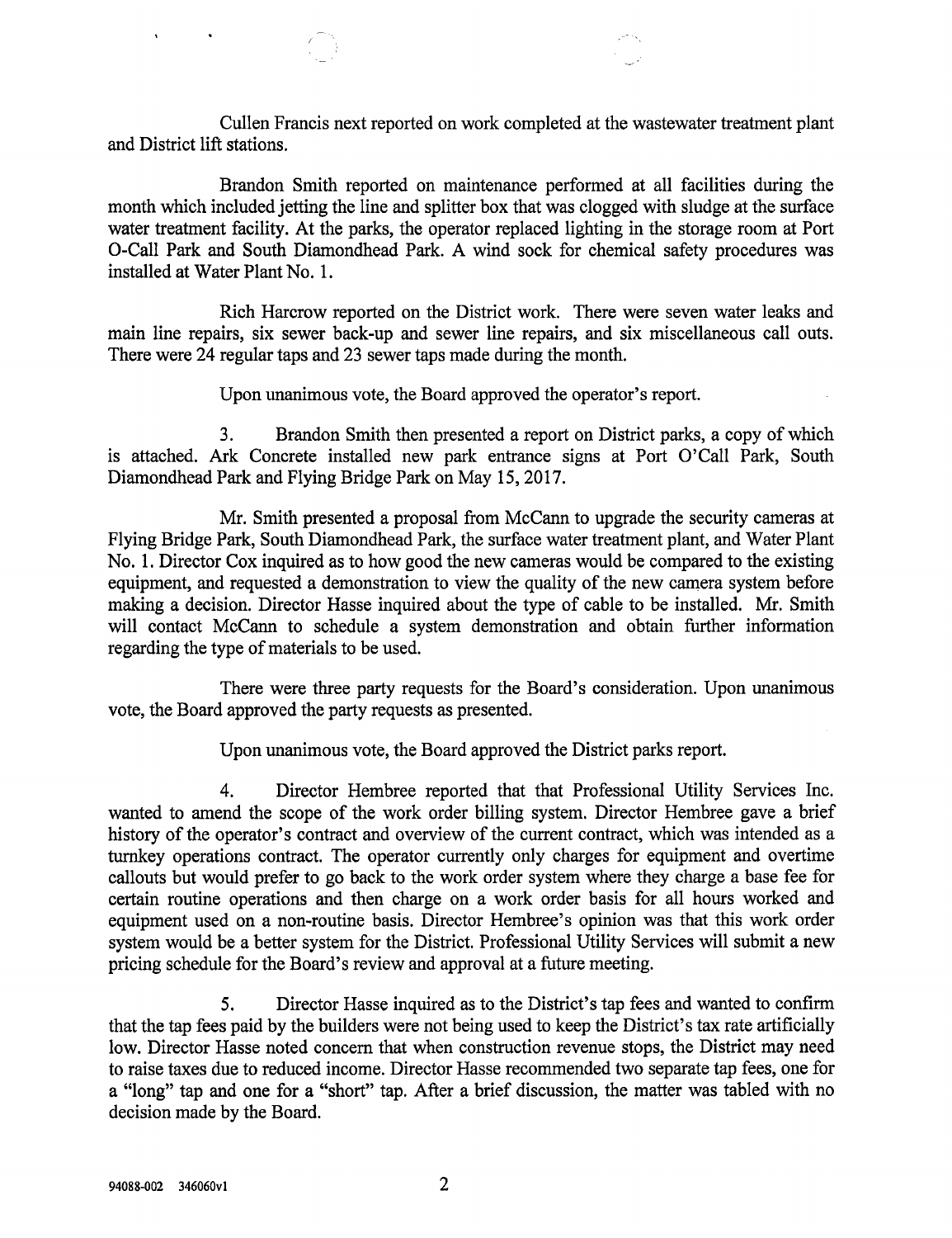Cullen Francis next reported on work completed at the wastewater treatment plant and District lift stations.

Brandon Smith reported on maintenance performed at all facilities during the month which included jetting the line and splitter box that was clogged with sludge at the surface water treatment facility. At the parks, the operator replaced lighting in the storage room at Port O-Call Park and South Diamondhead Park. A wind sock for chemical safety procedures was installed at Water Plant No. 1.

Rich Harcrow reported on the District work. There were seven water leaks and main line repairs, six sewer back-up and sewer line repairs, and six miscellaneous call outs. There were 24 regular taps and 23 sewer taps made during the month.

Upon unanimous vote, the Board approved the operator's report.

3. Brandon Smith then presented a report on District parks, a copy of which is attached. Ark Concrete installed new park entrance signs at Port O'Call Park, South Diamondhead Park and Flying Bridge Park on May 15, 2017.

Mr. Smith presented a proposal from McCann to upgrade the security cameras at Flying Bridge Park, South Diamondhead Park, the surface water treatment plant, and Water Plant No. 1. Director Cox inquired as to how good the new cameras would be compared to the existing equipment, and requested a demonstration to view the quality of the new camera system before making a decision. Director Hasse inquired about the type of cable to be installed. Mr. Smith will contact McCann to schedule a system demonstration and obtain further information regarding the type of materials to be used.

There were three party requests for the Board's consideration. Upon unanimous vote, the Board approved the party requests as presented.

Upon unanimous vote, the Board approved the District parks report.

4. Director Hembree reported that that Professional Utility Services Inc. wanted to amend the scope of the work order billing system. Director Hembree gave a brief history of the operator's contract and overview of the current contract, which was intended as a turnkey operations contract. The operator currently only charges for equipment and overtime callouts but would prefer to go back to the work order system where they charge a base fee for certain routine operations and then charge on a work order basis for all hours worked and equipment used on a non-routine basis. Director Hembree's opinion was that this work order system would be a better system for the District. Professional Utility Services will submit a new pricing schedule for the Board's review and approval at a future meeting.

5. Director Hasse inquired as to the District's tap fees and wanted to confirm that the tap fees paid by the builders were not being used to keep the District's tax rate artificially low. Director Hasse noted concern that when construction revenue stops, the District may need to raise taxes due to reduced income. Director Hasse recommended two separate tap fees, one for a "long" tap and one for a "short" tap. After a brief discussion, the matter was tabled with no decision made by the Board.

94088-002 346060v1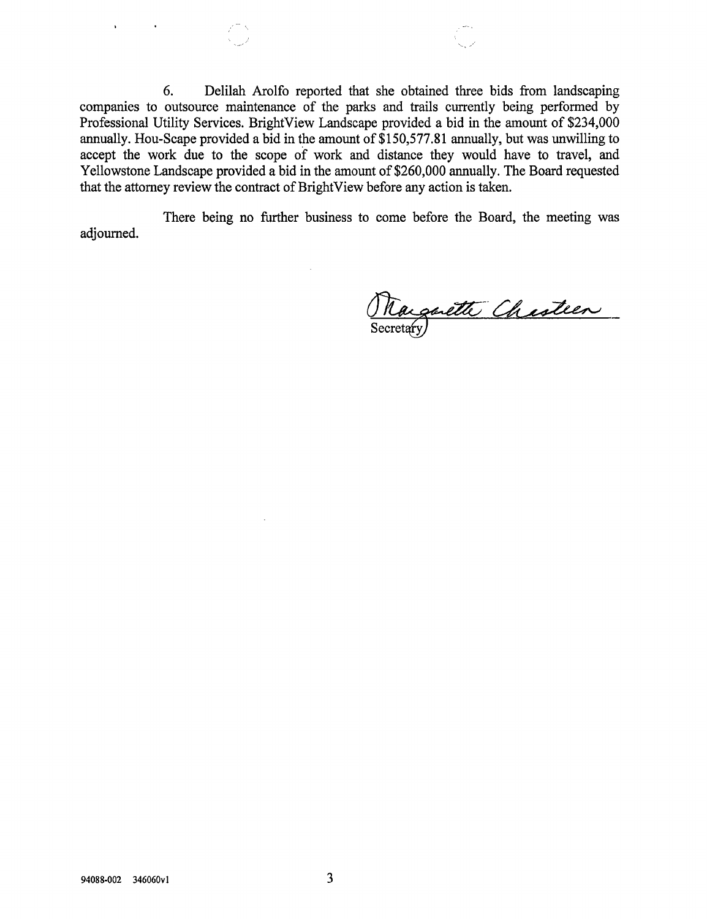6. Delilah Arolfo reported that she obtained three bids from landscaping companies to outsource maintenance of the parks and trails currently being performed by Professional Utility Services. BrightView Landscape provided a bid in the amount of $234,000 annually. Hou-Scape provided a bid in the amount of $150,577.81 annually, but was unwilling to accept the work due to the scope of work and distance they would have to travel, and Yellowstone Landscape provided a bid in the amount of $260,000 annually. The Board requested that the attorney review the contract of BrightView before any action is taken.

There being no further business to come before the Board, the meeting was adjourned.

Margarette Christeen
Secretary

94088-002 346060v1